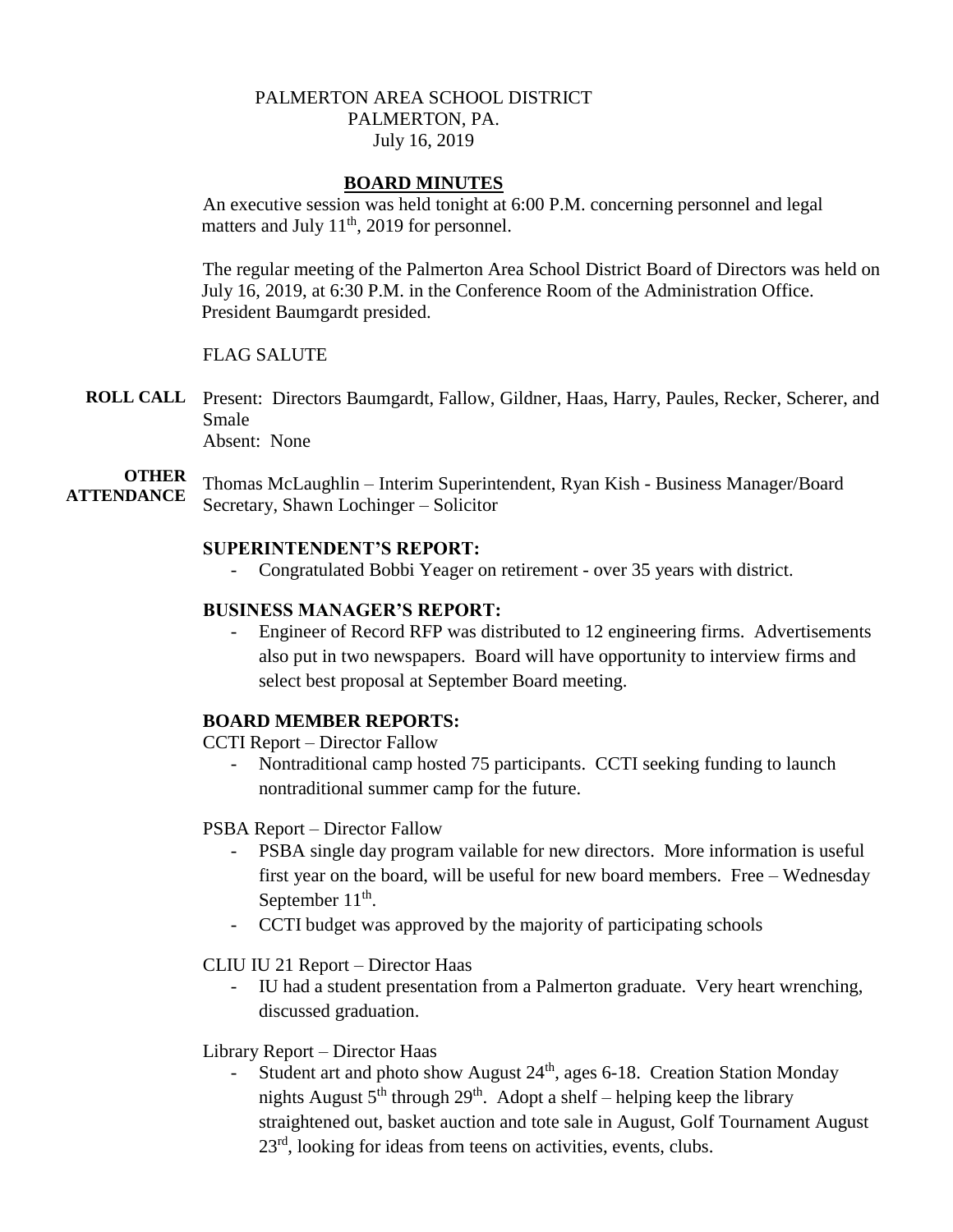PALMERTON AREA SCHOOL DISTRICT
PALMERTON, PA.
July 16, 2019

## BOARD MINUTES

An executive session was held tonight at 6:00 P.M. concerning personnel and legal matters and July 11th, 2019 for personnel.

The regular meeting of the Palmerton Area School District Board of Directors was held on July 16, 2019, at 6:30 P.M. in the Conference Room of the Administration Office. President Baumgardt presided.

FLAG SALUTE

**ROLL CALL** Present: Directors Baumgardt, Fallow, Gildner, Haas, Harry, Paules, Recker, Scherer, and Smale
Absent: None

**OTHER ATTENDANCE** Thomas McLaughlin – Interim Superintendent, Ryan Kish - Business Manager/Board Secretary, Shawn Lochinger – Solicitor

### SUPERINTENDENT'S REPORT:

- Congratulated Bobbi Yeager on retirement - over 35 years with district.

### BUSINESS MANAGER'S REPORT:

- Engineer of Record RFP was distributed to 12 engineering firms. Advertisements also put in two newspapers. Board will have opportunity to interview firms and select best proposal at September Board meeting.

### BOARD MEMBER REPORTS:

CCTI Report – Director Fallow

- Nontraditional camp hosted 75 participants. CCTI seeking funding to launch nontraditional summer camp for the future.

PSBA Report – Director Fallow

- PSBA single day program vailable for new directors. More information is useful first year on the board, will be useful for new board members. Free – Wednesday September 11th.
- CCTI budget was approved by the majority of participating schools

CLIU IU 21 Report – Director Haas

- IU had a student presentation from a Palmerton graduate. Very heart wrenching, discussed graduation.

Library Report – Director Haas

- Student art and photo show August 24th, ages 6-18. Creation Station Monday nights August 5th through 29th. Adopt a shelf – helping keep the library straightened out, basket auction and tote sale in August, Golf Tournament August 23rd, looking for ideas from teens on activities, events, clubs.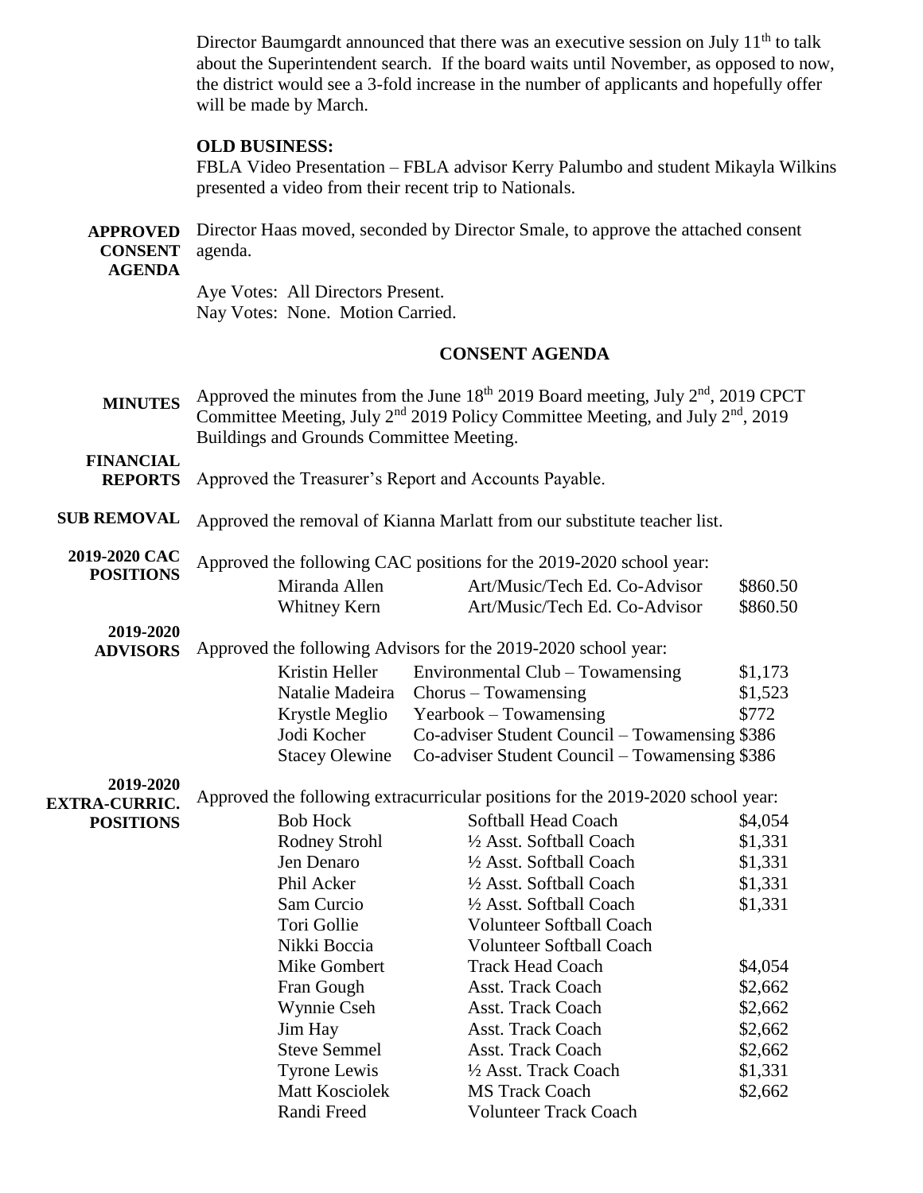Director Baumgardt announced that there was an executive session on July 11th to talk about the Superintendent search. If the board waits until November, as opposed to now, the district would see a 3-fold increase in the number of applicants and hopefully offer will be made by March.

**OLD BUSINESS:**

FBLA Video Presentation – FBLA advisor Kerry Palumbo and student Mikayla Wilkins presented a video from their recent trip to Nationals.

**APPROVED CONSENT AGENDA**

Director Haas moved, seconded by Director Smale, to approve the attached consent agenda.

Aye Votes: All Directors Present.
Nay Votes: None. Motion Carried.

## CONSENT AGENDA

**MINUTES**

Approved the minutes from the June 18th 2019 Board meeting, July 2nd, 2019 CPCT Committee Meeting, July 2nd 2019 Policy Committee Meeting, and July 2nd, 2019 Buildings and Grounds Committee Meeting.

**FINANCIAL REPORTS**

Approved the Treasurer's Report and Accounts Payable.

**SUB REMOVAL**

Approved the removal of Kianna Marlatt from our substitute teacher list.

**2019-2020 CAC POSITIONS**

Approved the following CAC positions for the 2019-2020 school year:

| | | |
|---|---|---|
| Miranda Allen | Art/Music/Tech Ed. Co-Advisor | $860.50 |
| Whitney Kern | Art/Music/Tech Ed. Co-Advisor | $860.50 |

**2019-2020 ADVISORS**

Approved the following Advisors for the 2019-2020 school year:

| | | |
|---|---|---|
| Kristin Heller | Environmental Club – Towamensing | $1,173 |
| Natalie Madeira | Chorus – Towamensing | $1,523 |
| Krystle Meglio | Yearbook – Towamensing | $772 |
| Jodi Kocher | Co-adviser Student Council – Towamensing | $386 |
| Stacey Olewine | Co-adviser Student Council – Towamensing | $386 |

**2019-2020 EXTRA-CURRIC. POSITIONS**

Approved the following extracurricular positions for the 2019-2020 school year:

| | | |
|---|---|---|
| Bob Hock | Softball Head Coach | $4,054 |
| Rodney Strohl | ½ Asst. Softball Coach | $1,331 |
| Jen Denaro | ½ Asst. Softball Coach | $1,331 |
| Phil Acker | ½ Asst. Softball Coach | $1,331 |
| Sam Curcio | ½ Asst. Softball Coach | $1,331 |
| Tori Gollie | Volunteer Softball Coach | |
| Nikki Boccia | Volunteer Softball Coach | |
| Mike Gombert | Track Head Coach | $4,054 |
| Fran Gough | Asst. Track Coach | $2,662 |
| Wynnie Cseh | Asst. Track Coach | $2,662 |
| Jim Hay | Asst. Track Coach | $2,662 |
| Steve Semmel | Asst. Track Coach | $2,662 |
| Tyrone Lewis | ½ Asst. Track Coach | $1,331 |
| Matt Kosciolek | MS Track Coach | $2,662 |
| Randi Freed | Volunteer Track Coach | |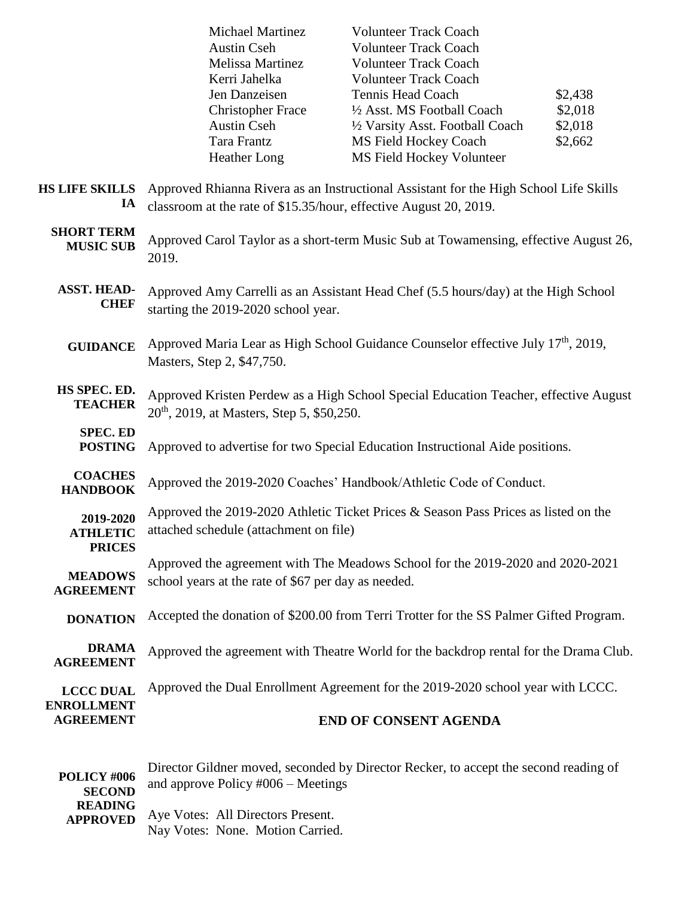| | | |
|---|---|---|
| Michael Martinez | Volunteer Track Coach | |
| Austin Cseh | Volunteer Track Coach | |
| Melissa Martinez | Volunteer Track Coach | |
| Kerri Jahelka | Volunteer Track Coach | |
| Jen Danzeisen | Tennis Head Coach | \$2,438 |
| Christopher Frace | ½ Asst. MS Football Coach | \$2,018 |
| Austin Cseh | ½ Varsity Asst. Football Coach | \$2,018 |
| Tara Frantz | MS Field Hockey Coach | \$2,662 |
| Heather Long | MS Field Hockey Volunteer | |

**HS LIFE SKILLS IA** Approved Rhianna Rivera as an Instructional Assistant for the High School Life Skills classroom at the rate of \$15.35/hour, effective August 20, 2019.

**SHORT TERM MUSIC SUB** Approved Carol Taylor as a short-term Music Sub at Towamensing, effective August 26, 2019.

**ASST. HEAD-CHEF** Approved Amy Carrelli as an Assistant Head Chef (5.5 hours/day) at the High School starting the 2019-2020 school year.

**GUIDANCE** Approved Maria Lear as High School Guidance Counselor effective July 17th, 2019, Masters, Step 2, \$47,750.

**HS SPEC. ED. TEACHER** Approved Kristen Perdew as a High School Special Education Teacher, effective August 20th, 2019, at Masters, Step 5, \$50,250.

**SPEC. ED POSTING** Approved to advertise for two Special Education Instructional Aide positions.

**COACHES HANDBOOK** Approved the 2019-2020 Coaches' Handbook/Athletic Code of Conduct.

**2019-2020 ATHLETIC PRICES** Approved the 2019-2020 Athletic Ticket Prices & Season Pass Prices as listed on the attached schedule (attachment on file)

**MEADOWS AGREEMENT** Approved the agreement with The Meadows School for the 2019-2020 and 2020-2021 school years at the rate of \$67 per day as needed.

**DONATION** Accepted the donation of \$200.00 from Terri Trotter for the SS Palmer Gifted Program.

**DRAMA AGREEMENT** Approved the agreement with Theatre World for the backdrop rental for the Drama Club.

**LCCC DUAL ENROLLMENT AGREEMENT** Approved the Dual Enrollment Agreement for the 2019-2020 school year with LCCC.

**END OF CONSENT AGENDA**

**POLICY #006 SECOND READING APPROVED** Director Gildner moved, seconded by Director Recker, to accept the second reading of and approve Policy #006 – Meetings

Aye Votes: All Directors Present.
Nay Votes: None. Motion Carried.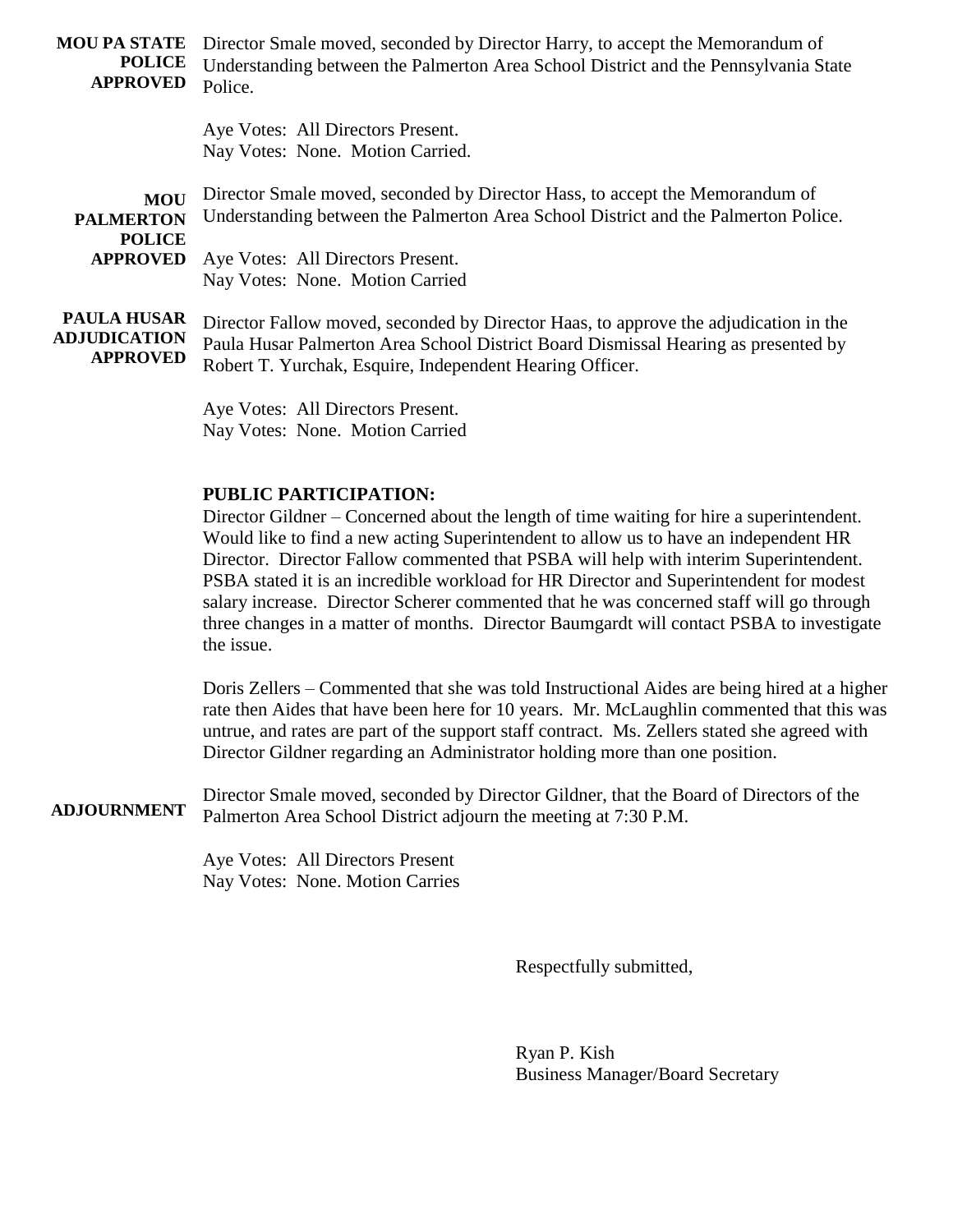**MOU PA STATE POLICE APPROVED**

Director Smale moved, seconded by Director Harry, to accept the Memorandum of Understanding between the Palmerton Area School District and the Pennsylvania State Police.

Aye Votes: All Directors Present.
Nay Votes: None. Motion Carried.

**MOU PALMERTON POLICE APPROVED**

Director Smale moved, seconded by Director Hass, to accept the Memorandum of Understanding between the Palmerton Area School District and the Palmerton Police.

Aye Votes: All Directors Present.
Nay Votes: None. Motion Carried

**PAULA HUSAR ADJUDICATION APPROVED**

Director Fallow moved, seconded by Director Haas, to approve the adjudication in the Paula Husar Palmerton Area School District Board Dismissal Hearing as presented by Robert T. Yurchak, Esquire, Independent Hearing Officer.

Aye Votes: All Directors Present.
Nay Votes: None. Motion Carried

**PUBLIC PARTICIPATION:**

Director Gildner – Concerned about the length of time waiting for hire a superintendent. Would like to find a new acting Superintendent to allow us to have an independent HR Director. Director Fallow commented that PSBA will help with interim Superintendent. PSBA stated it is an incredible workload for HR Director and Superintendent for modest salary increase. Director Scherer commented that he was concerned staff will go through three changes in a matter of months. Director Baumgardt will contact PSBA to investigate the issue.

Doris Zellers – Commented that she was told Instructional Aides are being hired at a higher rate then Aides that have been here for 10 years. Mr. McLaughlin commented that this was untrue, and rates are part of the support staff contract. Ms. Zellers stated she agreed with Director Gildner regarding an Administrator holding more than one position.

**ADJOURNMENT**

Director Smale moved, seconded by Director Gildner, that the Board of Directors of the Palmerton Area School District adjourn the meeting at 7:30 P.M.

Aye Votes: All Directors Present
Nay Votes: None. Motion Carries

Respectfully submitted,

Ryan P. Kish
Business Manager/Board Secretary